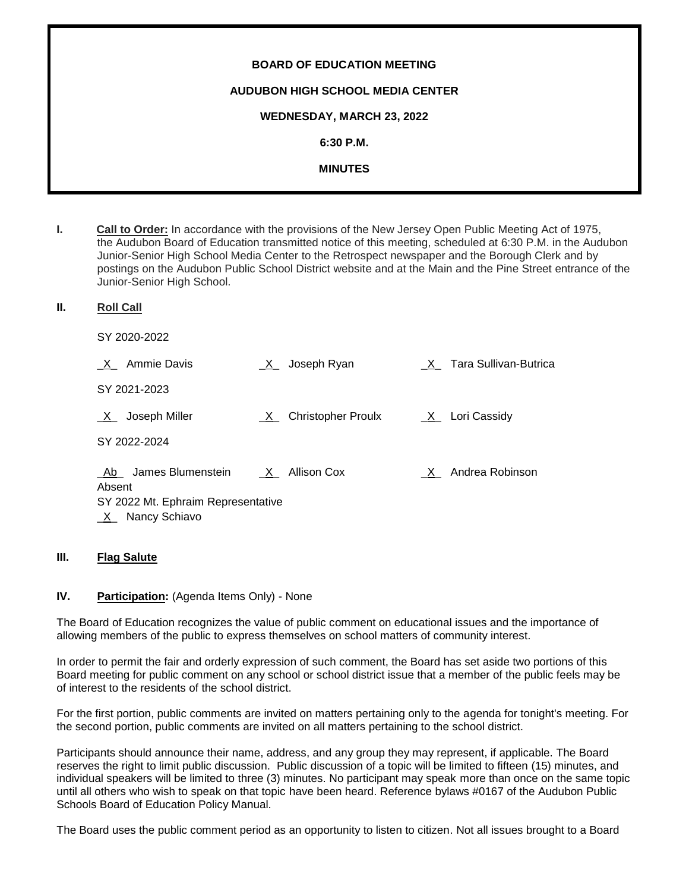**BOARD OF EDUCATION MEETING**

**AUDUBON HIGH SCHOOL MEDIA CENTER**

**WEDNESDAY, MARCH 23, 2022**

**6:30 P.M.**

**MINUTES**

**I. Call to Order:** In accordance with the provisions of the New Jersey Open Public Meeting Act of 1975, the Audubon Board of Education transmitted notice of this meeting, scheduled at 6:30 P.M. in the Audubon Junior-Senior High School Media Center to the Retrospect newspaper and the Borough Clerk and by postings on the Audubon Public School District website and at the Main and the Pine Street entrance of the Junior-Senior High School.

**II. Roll Call**

SY 2020-2022

_X_ Ammie Davis    _X_ Joseph Ryan    _X_ Tara Sullivan-Butrica

SY 2021-2023

_X_ Joseph Miller    _X_ Christopher Proulx    _X_ Lori Cassidy

SY 2022-2024

_Ab_ James Blumenstein    _X_ Allison Cox    _X_ Andrea Robinson

Absent

SY 2022 Mt. Ephraim Representative

_X_ Nancy Schiavo

**III. Flag Salute**

**IV. Participation:** (Agenda Items Only) - None

The Board of Education recognizes the value of public comment on educational issues and the importance of allowing members of the public to express themselves on school matters of community interest.

In order to permit the fair and orderly expression of such comment, the Board has set aside two portions of this Board meeting for public comment on any school or school district issue that a member of the public feels may be of interest to the residents of the school district.

For the first portion, public comments are invited on matters pertaining only to the agenda for tonight's meeting. For the second portion, public comments are invited on all matters pertaining to the school district.

Participants should announce their name, address, and any group they may represent, if applicable. The Board reserves the right to limit public discussion. Public discussion of a topic will be limited to fifteen (15) minutes, and individual speakers will be limited to three (3) minutes. No participant may speak more than once on the same topic until all others who wish to speak on that topic have been heard. Reference bylaws #0167 of the Audubon Public Schools Board of Education Policy Manual.

The Board uses the public comment period as an opportunity to listen to citizen. Not all issues brought to a Board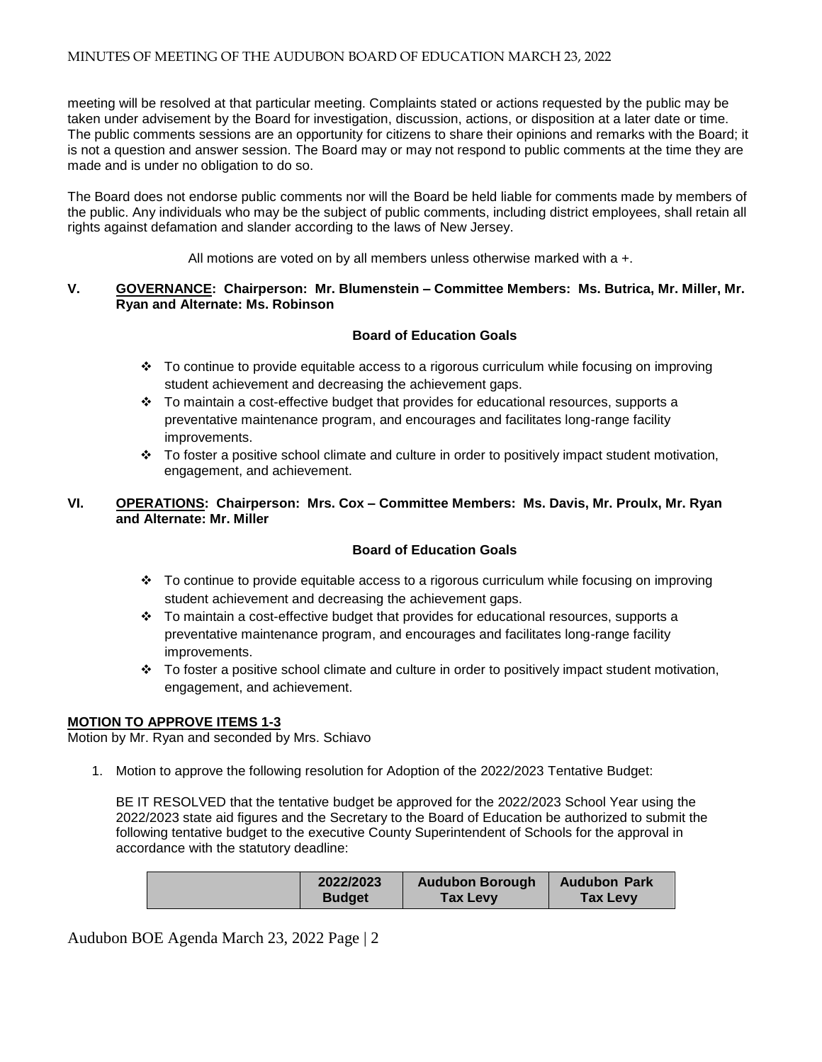meeting will be resolved at that particular meeting. Complaints stated or actions requested by the public may be taken under advisement by the Board for investigation, discussion, actions, or disposition at a later date or time. The public comments sessions are an opportunity for citizens to share their opinions and remarks with the Board; it is not a question and answer session. The Board may or may not respond to public comments at the time they are made and is under no obligation to do so.

The Board does not endorse public comments nor will the Board be held liable for comments made by members of the public. Any individuals who may be the subject of public comments, including district employees, shall retain all rights against defamation and slander according to the laws of New Jersey.

All motions are voted on by all members unless otherwise marked with a +.

**V. GOVERNANCE: Chairperson: Mr. Blumenstein – Committee Members: Ms. Butrica, Mr. Miller, Mr. Ryan and Alternate: Ms. Robinson**

**Board of Education Goals**

- To continue to provide equitable access to a rigorous curriculum while focusing on improving student achievement and decreasing the achievement gaps.
- To maintain a cost-effective budget that provides for educational resources, supports a preventative maintenance program, and encourages and facilitates long-range facility improvements.
- To foster a positive school climate and culture in order to positively impact student motivation, engagement, and achievement.

**VI. OPERATIONS: Chairperson: Mrs. Cox – Committee Members: Ms. Davis, Mr. Proulx, Mr. Ryan and Alternate: Mr. Miller**

**Board of Education Goals**

- To continue to provide equitable access to a rigorous curriculum while focusing on improving student achievement and decreasing the achievement gaps.
- To maintain a cost-effective budget that provides for educational resources, supports a preventative maintenance program, and encourages and facilitates long-range facility improvements.
- To foster a positive school climate and culture in order to positively impact student motivation, engagement, and achievement.

**MOTION TO APPROVE ITEMS 1-3**
Motion by Mr. Ryan and seconded by Mrs. Schiavo

1. Motion to approve the following resolution for Adoption of the 2022/2023 Tentative Budget:

   BE IT RESOLVED that the tentative budget be approved for the 2022/2023 School Year using the 2022/2023 state aid figures and the Secretary to the Board of Education be authorized to submit the following tentative budget to the executive County Superintendent of Schools for the approval in accordance with the statutory deadline:

| | 2022/2023 Budget | Audubon Borough Tax Levy | Audubon Park Tax Levy |
|---|---|---|---|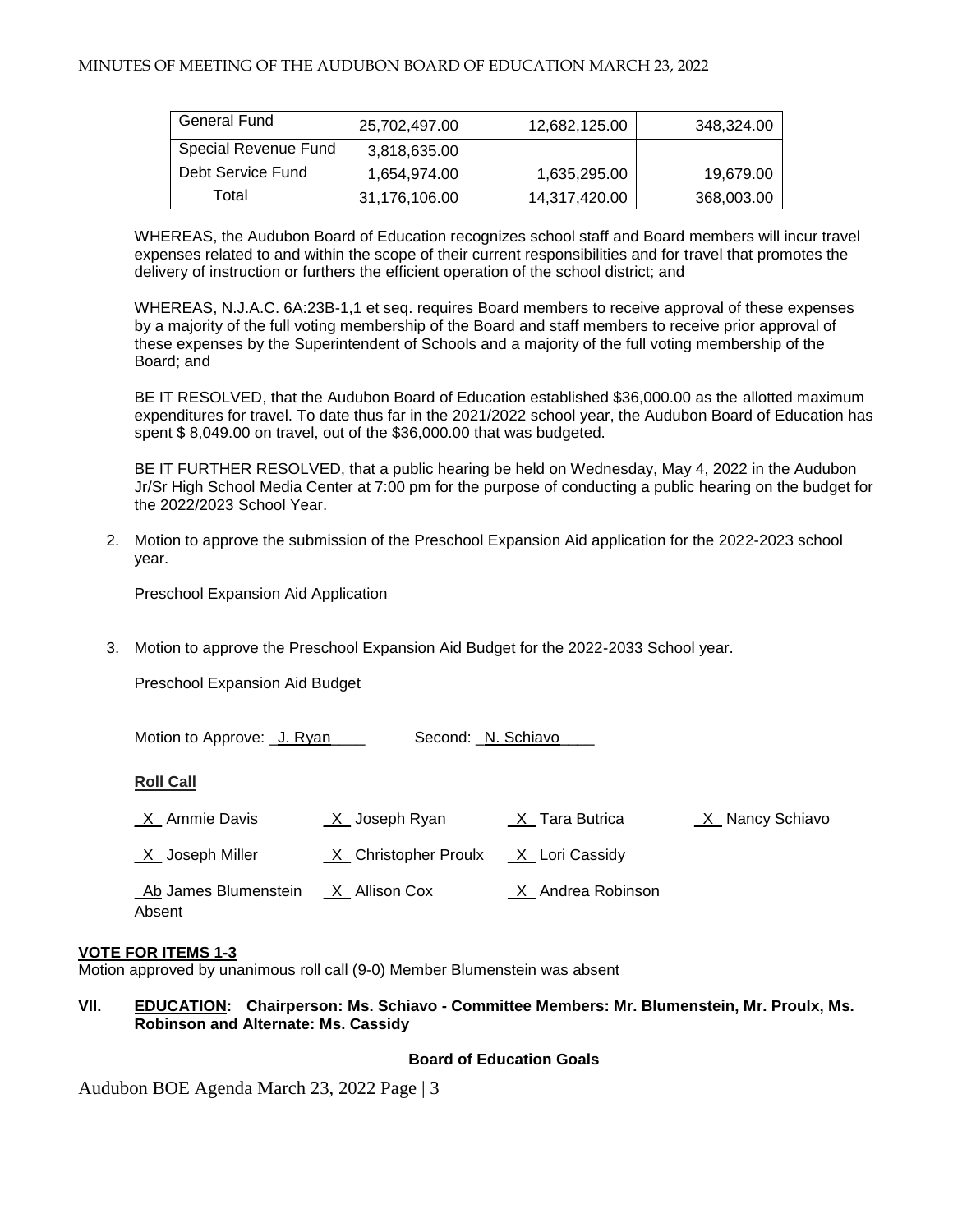| General Fund | 25,702,497.00 | 12,682,125.00 | 348,324.00 |
|---|---|---|---|
| Special Revenue Fund | 3,818,635.00 | | |
| Debt Service Fund | 1,654,974.00 | 1,635,295.00 | 19,679.00 |
| Total | 31,176,106.00 | 14,317,420.00 | 368,003.00 |

WHEREAS, the Audubon Board of Education recognizes school staff and Board members will incur travel expenses related to and within the scope of their current responsibilities and for travel that promotes the delivery of instruction or furthers the efficient operation of the school district; and

WHEREAS, N.J.A.C. 6A:23B-1,1 et seq. requires Board members to receive approval of these expenses by a majority of the full voting membership of the Board and staff members to receive prior approval of these expenses by the Superintendent of Schools and a majority of the full voting membership of the Board; and

BE IT RESOLVED, that the Audubon Board of Education established $36,000.00 as the allotted maximum expenditures for travel. To date thus far in the 2021/2022 school year, the Audubon Board of Education has spent $ 8,049.00 on travel, out of the $36,000.00 that was budgeted.

BE IT FURTHER RESOLVED, that a public hearing be held on Wednesday, May 4, 2022 in the Audubon Jr/Sr High School Media Center at 7:00 pm for the purpose of conducting a public hearing on the budget for the 2022/2023 School Year.

2. Motion to approve the submission of the Preschool Expansion Aid application for the 2022-2023 school year.

   Preschool Expansion Aid Application

3. Motion to approve the Preschool Expansion Aid Budget for the 2022-2033 School year.

   Preschool Expansion Aid Budget

Motion to Approve: J. Ryan  Second: N. Schiavo

**Roll Call**

X Ammie Davis  X Joseph Ryan  X Tara Butrica  X Nancy Schiavo

X Joseph Miller  X Christopher Proulx  X Lori Cassidy

Ab James Blumenstein Absent  X Allison Cox  X Andrea Robinson

**VOTE FOR ITEMS 1-3**

Motion approved by unanimous roll call (9-0) Member Blumenstein was absent

**VII. EDUCATION: Chairperson: Ms. Schiavo - Committee Members: Mr. Blumenstein, Mr. Proulx, Ms. Robinson and Alternate: Ms. Cassidy**

**Board of Education Goals**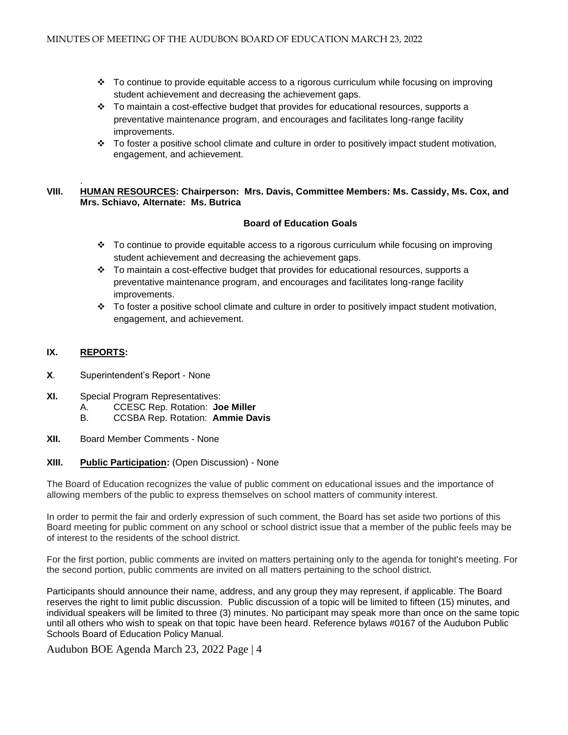- ❖ To continue to provide equitable access to a rigorous curriculum while focusing on improving student achievement and decreasing the achievement gaps.
- ❖ To maintain a cost-effective budget that provides for educational resources, supports a preventative maintenance program, and encourages and facilitates long-range facility improvements.
- ❖ To foster a positive school climate and culture in order to positively impact student motivation, engagement, and achievement.

**VIII. HUMAN RESOURCES: Chairperson: Mrs. Davis, Committee Members: Ms. Cassidy, Ms. Cox, and Mrs. Schiavo, Alternate: Ms. Butrica**

**Board of Education Goals**

- ❖ To continue to provide equitable access to a rigorous curriculum while focusing on improving student achievement and decreasing the achievement gaps.
- ❖ To maintain a cost-effective budget that provides for educational resources, supports a preventative maintenance program, and encourages and facilitates long-range facility improvements.
- ❖ To foster a positive school climate and culture in order to positively impact student motivation, engagement, and achievement.

**IX. REPORTS:**

**X**. Superintendent's Report - None

**XI.** Special Program Representatives:

A. CCESC Rep. Rotation: **Joe Miller**

B. CCSBA Rep. Rotation: **Ammie Davis**

**XII.** Board Member Comments - None

**XIII. Public Participation:** (Open Discussion) - None

The Board of Education recognizes the value of public comment on educational issues and the importance of allowing members of the public to express themselves on school matters of community interest.

In order to permit the fair and orderly expression of such comment, the Board has set aside two portions of this Board meeting for public comment on any school or school district issue that a member of the public feels may be of interest to the residents of the school district.

For the first portion, public comments are invited on matters pertaining only to the agenda for tonight's meeting. For the second portion, public comments are invited on all matters pertaining to the school district.

Participants should announce their name, address, and any group they may represent, if applicable. The Board reserves the right to limit public discussion. Public discussion of a topic will be limited to fifteen (15) minutes, and individual speakers will be limited to three (3) minutes. No participant may speak more than once on the same topic until all others who wish to speak on that topic have been heard. Reference bylaws #0167 of the Audubon Public Schools Board of Education Policy Manual.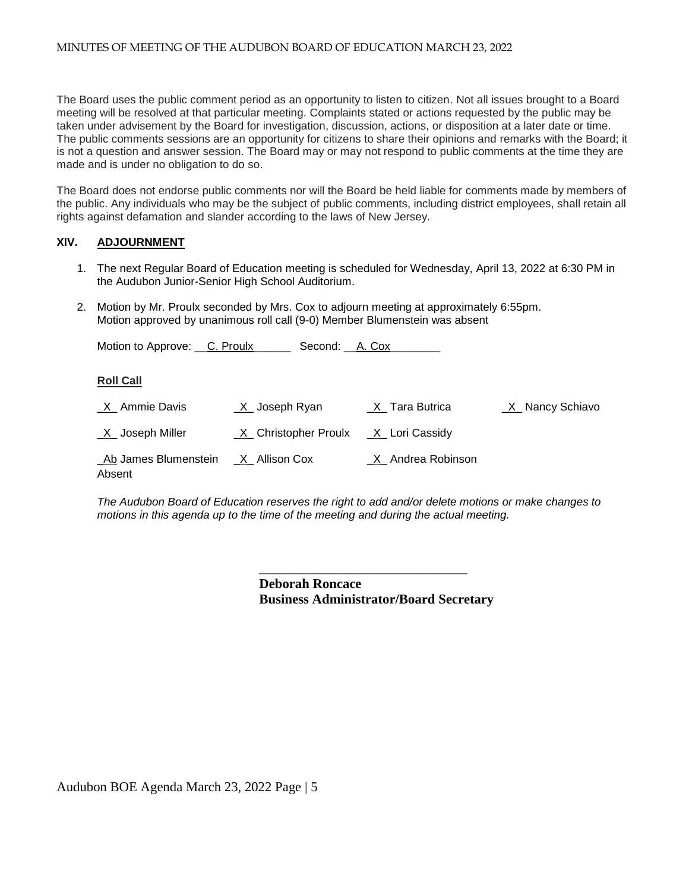The Board uses the public comment period as an opportunity to listen to citizen. Not all issues brought to a Board meeting will be resolved at that particular meeting. Complaints stated or actions requested by the public may be taken under advisement by the Board for investigation, discussion, actions, or disposition at a later date or time. The public comments sessions are an opportunity for citizens to share their opinions and remarks with the Board; it is not a question and answer session. The Board may or may not respond to public comments at the time they are made and is under no obligation to do so.

The Board does not endorse public comments nor will the Board be held liable for comments made by members of the public. Any individuals who may be the subject of public comments, including district employees, shall retain all rights against defamation and slander according to the laws of New Jersey.

## XIV. ADJOURNMENT

1. The next Regular Board of Education meeting is scheduled for Wednesday, April 13, 2022 at 6:30 PM in the Audubon Junior-Senior High School Auditorium.

2. Motion by Mr. Proulx seconded by Mrs. Cox to adjourn meeting at approximately 6:55pm.
   Motion approved by unanimous roll call (9-0) Member Blumenstein was absent

   Motion to Approve: C. Proulx Second: A. Cox

   **Roll Call**

   | | | | |
   |---|---|---|---|
   | X Ammie Davis | X Joseph Ryan | X Tara Butrica | X Nancy Schiavo |
   | X Joseph Miller | X Christopher Proulx | X Lori Cassidy | |
   | Ab James Blumenstein Absent | X Allison Cox | X Andrea Robinson | |

   *The Audubon Board of Education reserves the right to add and/or delete motions or make changes to motions in this agenda up to the time of the meeting and during the actual meeting.*

________________________________

**Deborah Roncace**
**Business Administrator/Board Secretary**